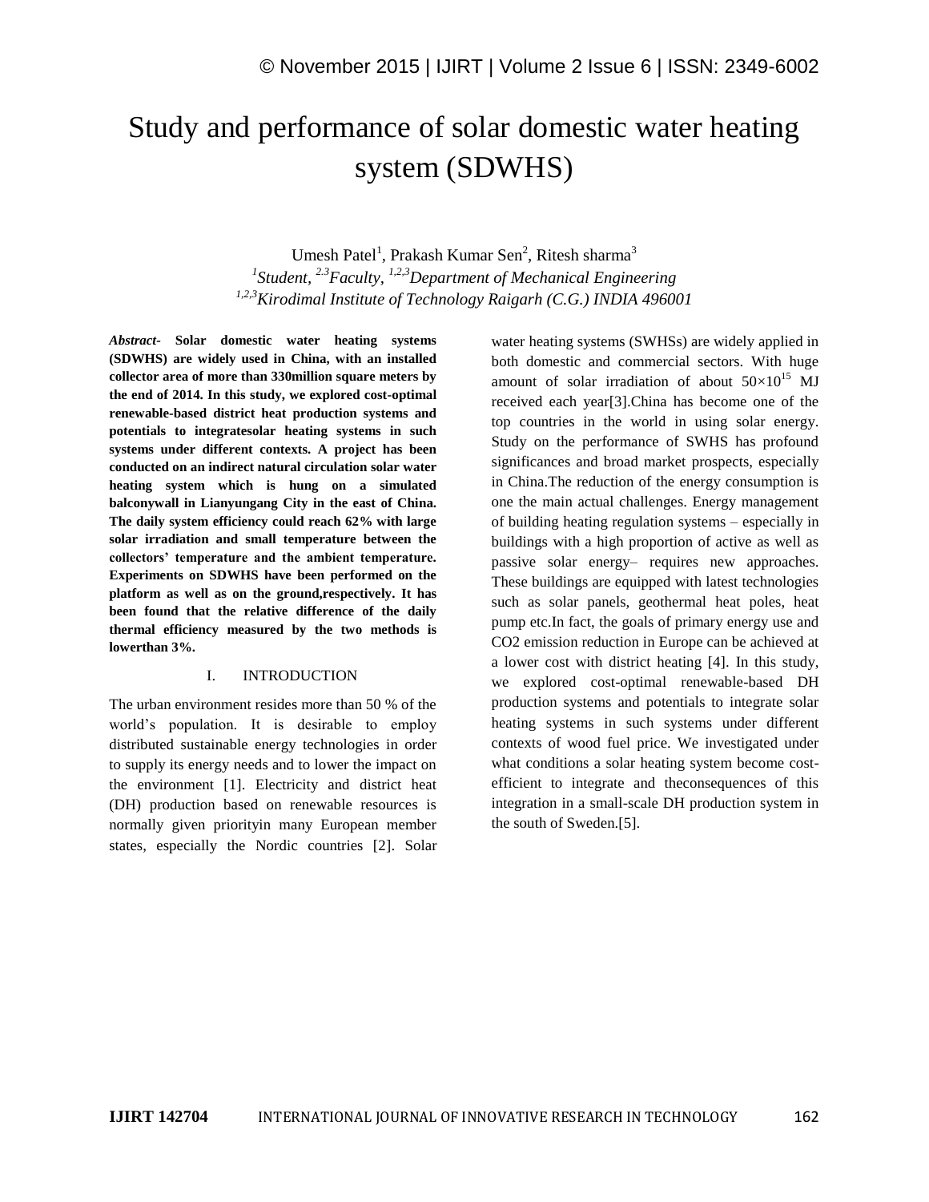# Study and performance of solar domestic water heating system (SDWHS)

Umesh Patel[1], Prakash Kumar Sen[2], Ritesh sharma[3]

[1]*Student,* [2,3]*Faculty,* [1,2,3]*Department of Mechanical Engineering*

[1,2,3]*Kirodimal Institute of Technology Raigarh (C.G.) INDIA 496001*

***Abstract-*** **Solar domestic water heating systems (SDWHS) are widely used in China, with an installed collector area of more than 330million square meters by the end of 2014. In this study, we explored cost-optimal renewable-based district heat production systems and potentials to integratesolar heating systems in such systems under different contexts. A project has been conducted on an indirect natural circulation solar water heating system which is hung on a simulated balconywall in Lianyungang City in the east of China. The daily system efficiency could reach 62% with large solar irradiation and small temperature between the collectors' temperature and the ambient temperature. Experiments on SDWHS have been performed on the platform as well as on the ground,respectively. It has been found that the relative difference of the daily thermal efficiency measured by the two methods is lowerthan 3%.**

## I. INTRODUCTION

The urban environment resides more than 50 % of the world's population. It is desirable to employ distributed sustainable energy technologies in order to supply its energy needs and to lower the impact on the environment [1]. Electricity and district heat (DH) production based on renewable resources is normally given priorityin many European member states, especially the Nordic countries [2]. Solar water heating systems (SWHSs) are widely applied in both domestic and commercial sectors. With huge amount of solar irradiation of about $50\times10^{15}$ MJ received each year[3].China has become one of the top countries in the world in using solar energy. Study on the performance of SWHS has profound significances and broad market prospects, especially in China.The reduction of the energy consumption is one the main actual challenges. Energy management of building heating regulation systems – especially in buildings with a high proportion of active as well as passive solar energy– requires new approaches. These buildings are equipped with latest technologies such as solar panels, geothermal heat poles, heat pump etc.In fact, the goals of primary energy use and CO2 emission reduction in Europe can be achieved at a lower cost with district heating [4]. In this study, we explored cost-optimal renewable-based DH production systems and potentials to integrate solar heating systems in such systems under different contexts of wood fuel price. We investigated under what conditions a solar heating system become cost-efficient to integrate and theconsequences of this integration in a small-scale DH production system in the south of Sweden.[5].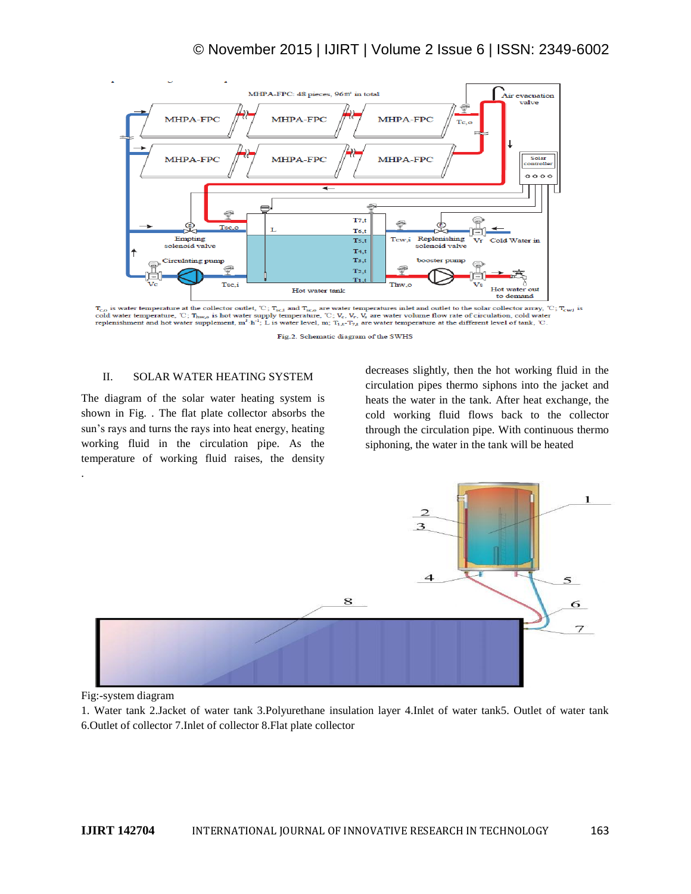$T_{CO}$ is water temperature at the collector outlet, ℃; $T_{sc,i}$ and $T_{sc,o}$ are water temperatures inlet and outlet to the solar collector array, ℃; $T_{cw,i}$ is cold water temperature, ℃; $T_{hw,o}$ is hot water supply temperature, ℃; $V_c$, $V_r$, $V_s$ are water volume flow rate of circulation, cold water replenishment and hot water supplement, $m^3 \cdot h^{-1}$; L is water level, m; $T_{1,t}$-$T_{7,t}$ are water temperature at the different level of tank, ℃.

Fig.2. Schematic diagram of the SWHS

## II. SOLAR WATER HEATING SYSTEM

The diagram of the solar water heating system is shown in Fig. . The flat plate collector absorbs the sun's rays and turns the rays into heat energy, heating working fluid in the circulation pipe. As the temperature of working fluid raises, the density decreases slightly, then the hot working fluid in the circulation pipes thermo siphons into the jacket and heats the water in the tank. After heat exchange, the cold working fluid flows back to the collector through the circulation pipe. With continuous thermo siphoning, the water in the tank will be heated

.

Fig:-system diagram

1. Water tank 2.Jacket of water tank 3.Polyurethane insulation layer 4.Inlet of water tank5. Outlet of water tank 6.Outlet of collector 7.Inlet of collector 8.Flat plate collector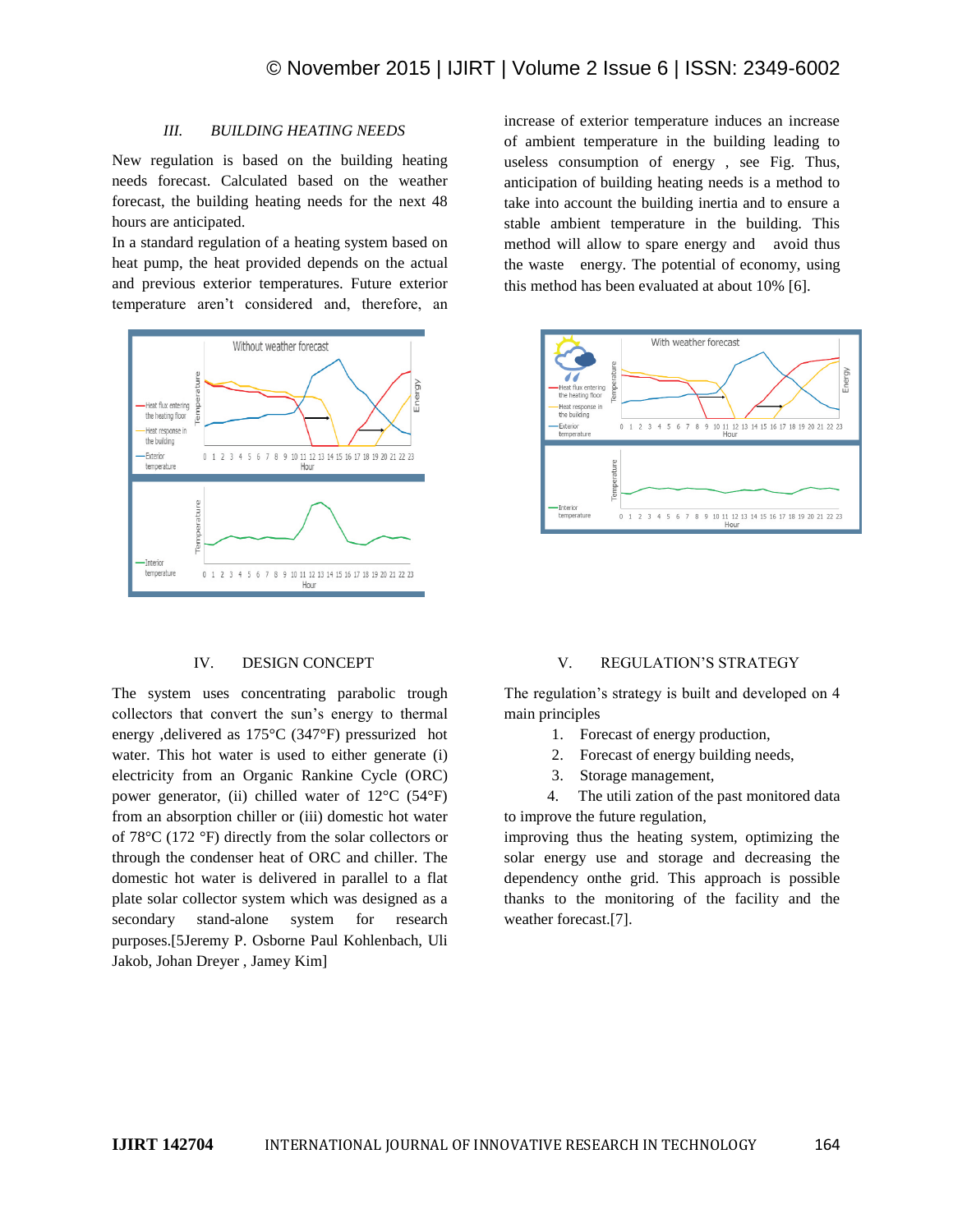## III. BUILDING HEATING NEEDS

New regulation is based on the building heating needs forecast. Calculated based on the weather forecast, the building heating needs for the next 48 hours are anticipated.

In a standard regulation of a heating system based on heat pump, the heat provided depends on the actual and previous exterior temperatures. Future exterior temperature aren't considered and, therefore, an increase of exterior temperature induces an increase of ambient temperature in the building leading to useless consumption of energy , see Fig. Thus, anticipation of building heating needs is a method to take into account the building inertia and to ensure a stable ambient temperature in the building. This method will allow to spare energy and avoid thus the waste energy. The potential of economy, using this method has been evaluated at about 10% [6].

## IV. DESIGN CONCEPT

The system uses concentrating parabolic trough collectors that convert the sun's energy to thermal energy ,delivered as 175°C (347°F) pressurized hot water. This hot water is used to either generate (i) electricity from an Organic Rankine Cycle (ORC) power generator, (ii) chilled water of 12°C (54°F) from an absorption chiller or (iii) domestic hot water of 78°C (172 °F) directly from the solar collectors or through the condenser heat of ORC and chiller. The domestic hot water is delivered in parallel to a flat plate solar collector system which was designed as a secondary stand-alone system for research purposes.[5Jeremy P. Osborne Paul Kohlenbach, Uli Jakob, Johan Dreyer , Jamey Kim]

## V. REGULATION'S STRATEGY

The regulation's strategy is built and developed on 4 main principles

1. Forecast of energy production,
2. Forecast of energy building needs,
3. Storage management,
4. The utili zation of the past monitored data to improve the future regulation,

improving thus the heating system, optimizing the solar energy use and storage and decreasing the dependency onthe grid. This approach is possible thanks to the monitoring of the facility and the weather forecast.[7].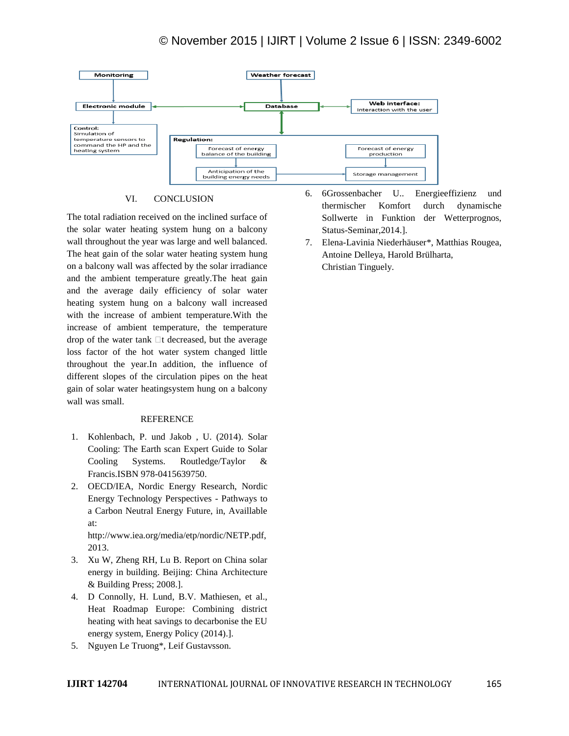Monitoring

Weather forecast

Electronic module

Database

Web interface:
Interaction with the user

Control:
Simulation of temperature sensors to command the HP and the heating system

Regulation:

Forecast of energy balance of the building

Forecast of energy production

Anticipation of the building energy needs

Storage management

## VI. CONCLUSION

The total radiation received on the inclined surface of the solar water heating system hung on a balcony wall throughout the year was large and well balanced. The heat gain of the solar water heating system hung on a balcony wall was affected by the solar irradiance and the ambient temperature greatly.The heat gain and the average daily efficiency of solar water heating system hung on a balcony wall increased with the increase of ambient temperature.With the increase of ambient temperature, the temperature drop of the water tank $\Delta t$ decreased, but the average loss factor of the hot water system changed little throughout the year.In addition, the influence of different slopes of the circulation pipes on the heat gain of solar water heatingsystem hung on a balcony wall was small.

## REFERENCE

1. Kohlenbach, P. und Jakob , U. (2014). Solar Cooling: The Earth scan Expert Guide to Solar Cooling Systems. Routledge/Taylor & Francis.ISBN 978-0415639750.
2. OECD/IEA, Nordic Energy Research, Nordic Energy Technology Perspectives - Pathways to a Carbon Neutral Energy Future, in, Availlable at: http://www.iea.org/media/etp/nordic/NETP.pdf, 2013.
3. Xu W, Zheng RH, Lu B. Report on China solar energy in building. Beijing: China Architecture & Building Press; 2008.].
4. D Connolly, H. Lund, B.V. Mathiesen, et al., Heat Roadmap Europe: Combining district heating with heat savings to decarbonise the EU energy system, Energy Policy (2014).].
5. Nguyen Le Truong*, Leif Gustavsson.
6. 6Grossenbacher U.. Energieeffizienz und thermischer Komfort durch dynamische Sollwerte in Funktion der Wetterprognos, Status-Seminar,2014.].
7. Elena-Lavinia Niederhäuser*, Matthias Rougea, Antoine Delleya, Harold Brülharta, Christian Tinguely.